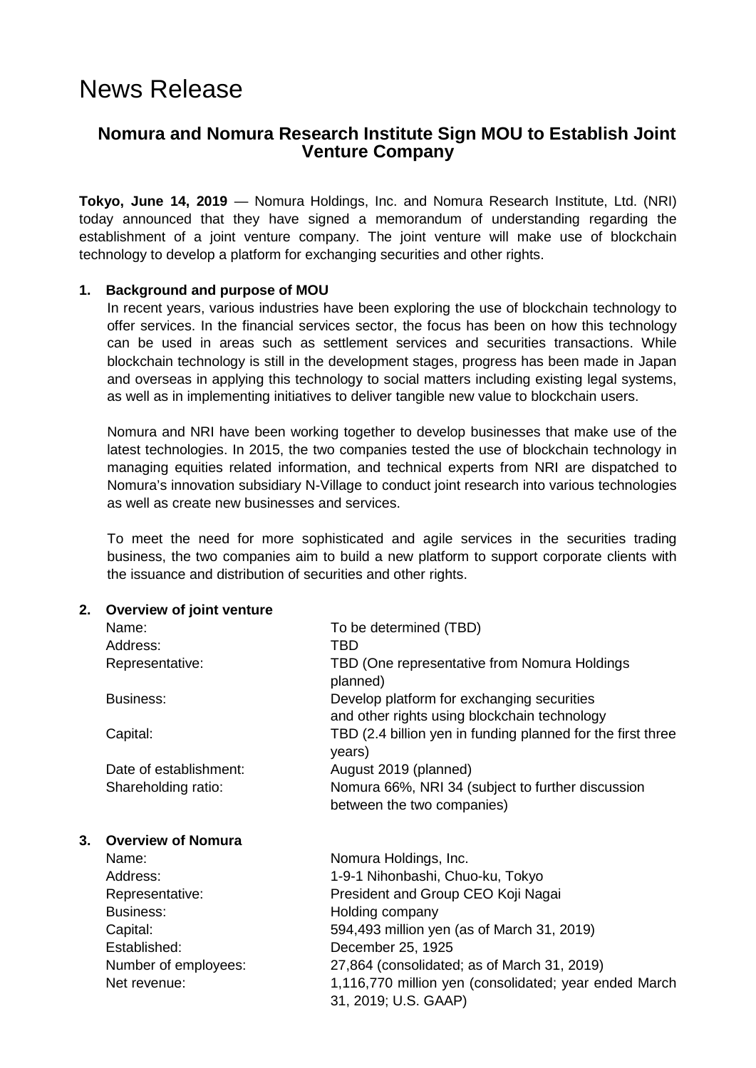# News Release

## Nomura and Nomura Research Institute Sign MOU to Establish Joint Venture Company

**Tokyo, June 14, 2019** — Nomura Holdings, Inc. and Nomura Research Institute, Ltd. (NRI) today announced that they have signed a memorandum of understanding regarding the establishment of a joint venture company. The joint venture will make use of blockchain technology to develop a platform for exchanging securities and other rights.

### 1. Background and purpose of MOU

In recent years, various industries have been exploring the use of blockchain technology to offer services. In the financial services sector, the focus has been on how this technology can be used in areas such as settlement services and securities transactions. While blockchain technology is still in the development stages, progress has been made in Japan and overseas in applying this technology to social matters including existing legal systems, as well as in implementing initiatives to deliver tangible new value to blockchain users.

Nomura and NRI have been working together to develop businesses that make use of the latest technologies. In 2015, the two companies tested the use of blockchain technology in managing equities related information, and technical experts from NRI are dispatched to Nomura's innovation subsidiary N-Village to conduct joint research into various technologies as well as create new businesses and services.

To meet the need for more sophisticated and agile services in the securities trading business, the two companies aim to build a new platform to support corporate clients with the issuance and distribution of securities and other rights.

### 2. Overview of joint venture

| | |
|---|---|
| Name: | To be determined (TBD) |
| Address: | TBD |
| Representative: | TBD (One representative from Nomura Holdings planned) |
| Business: | Develop platform for exchanging securities and other rights using blockchain technology |
| Capital: | TBD (2.4 billion yen in funding planned for the first three years) |
| Date of establishment: | August 2019 (planned) |
| Shareholding ratio: | Nomura 66%, NRI 34 (subject to further discussion between the two companies) |

### 3. Overview of Nomura

| | |
|---|---|
| Name: | Nomura Holdings, Inc. |
| Address: | 1-9-1 Nihonbashi, Chuo-ku, Tokyo |
| Representative: | President and Group CEO Koji Nagai |
| Business: | Holding company |
| Capital: | 594,493 million yen (as of March 31, 2019) |
| Established: | December 25, 1925 |
| Number of employees: | 27,864 (consolidated; as of March 31, 2019) |
| Net revenue: | 1,116,770 million yen (consolidated; year ended March 31, 2019; U.S. GAAP) |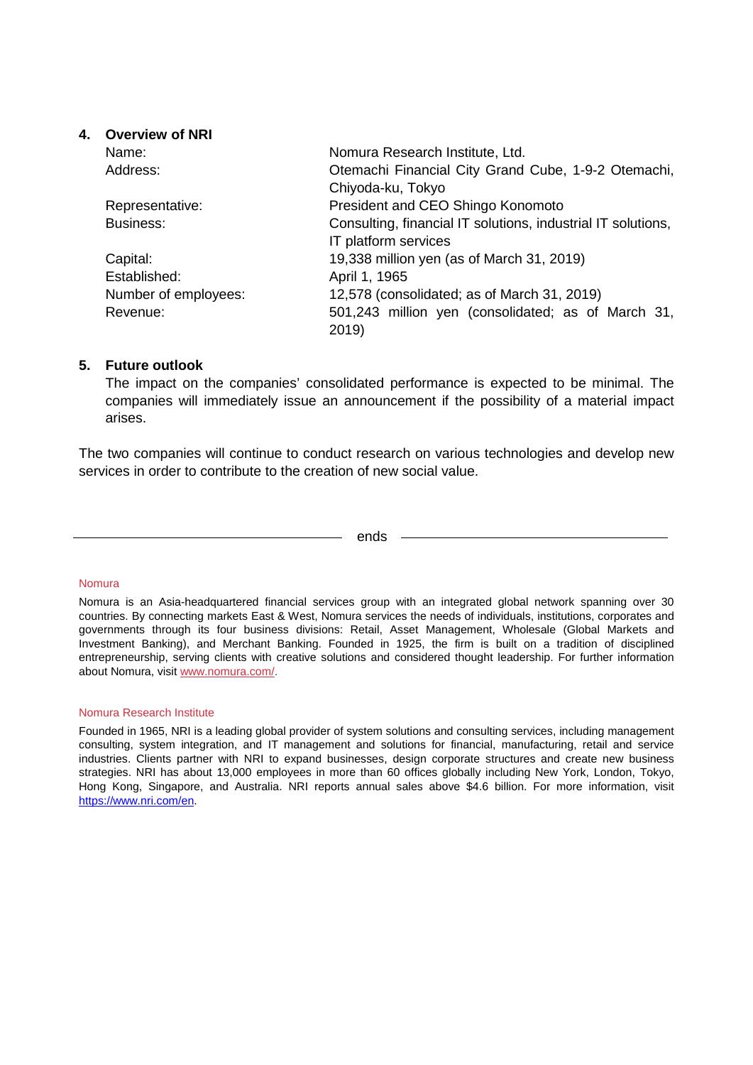## 4. Overview of NRI

| | |
|---|---|
| Name: | Nomura Research Institute, Ltd. |
| Address: | Otemachi Financial City Grand Cube, 1-9-2 Otemachi, Chiyoda-ku, Tokyo |
| Representative: | President and CEO Shingo Konomoto |
| Business: | Consulting, financial IT solutions, industrial IT solutions, IT platform services |
| Capital: | 19,338 million yen (as of March 31, 2019) |
| Established: | April 1, 1965 |
| Number of employees: | 12,578 (consolidated; as of March 31, 2019) |
| Revenue: | 501,243 million yen (consolidated; as of March 31, 2019) |

## 5. Future outlook

The impact on the companies' consolidated performance is expected to be minimal. The companies will immediately issue an announcement if the possibility of a material impact arises.

The two companies will continue to conduct research on various technologies and develop new services in order to contribute to the creation of new social value.

ends

---

Nomura

Nomura is an Asia-headquartered financial services group with an integrated global network spanning over 30 countries. By connecting markets East & West, Nomura services the needs of individuals, institutions, corporates and governments through its four business divisions: Retail, Asset Management, Wholesale (Global Markets and Investment Banking), and Merchant Banking. Founded in 1925, the firm is built on a tradition of disciplined entrepreneurship, serving clients with creative solutions and considered thought leadership. For further information about Nomura, visit www.nomura.com/.

Nomura Research Institute

Founded in 1965, NRI is a leading global provider of system solutions and consulting services, including management consulting, system integration, and IT management and solutions for financial, manufacturing, retail and service industries. Clients partner with NRI to expand businesses, design corporate structures and create new business strategies. NRI has about 13,000 employees in more than 60 offices globally including New York, London, Tokyo, Hong Kong, Singapore, and Australia. NRI reports annual sales above $4.6 billion. For more information, visit https://www.nri.com/en.